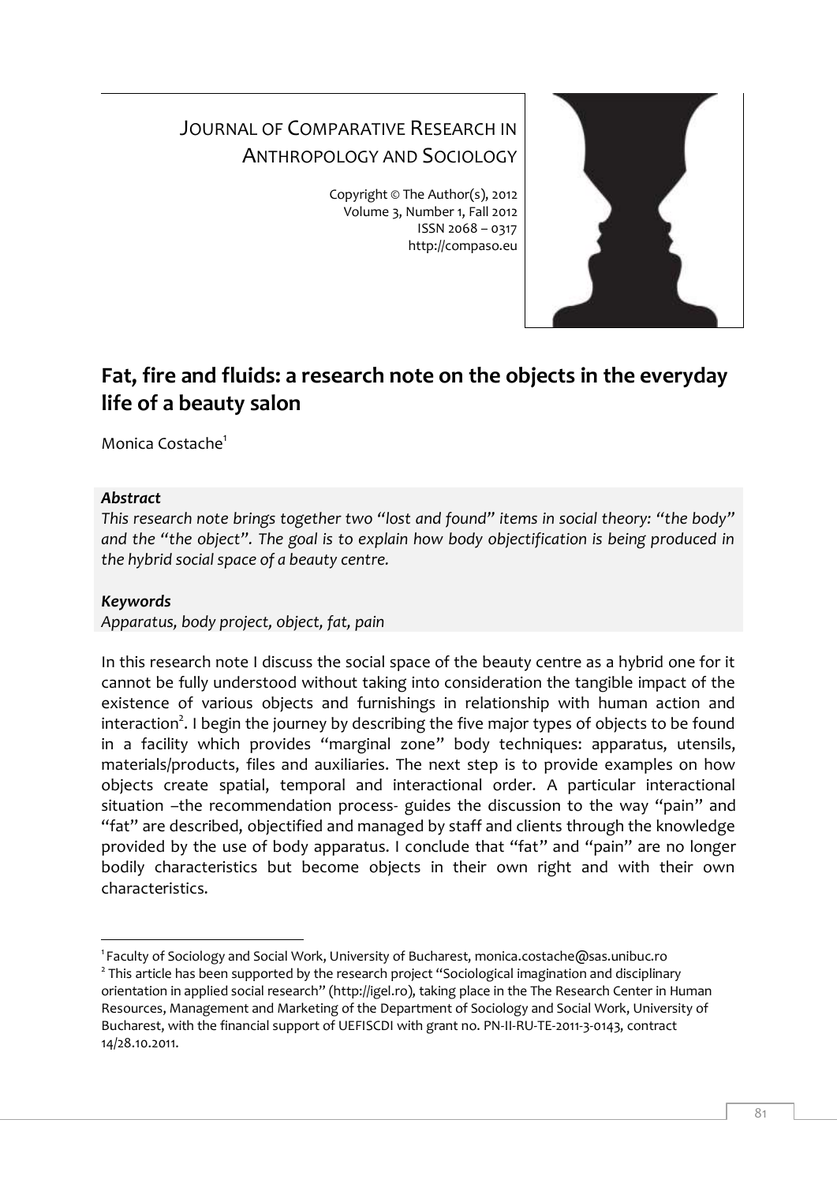JOURNAL OF COMPARATIVE RESEARCH IN ANTHROPOLOGY AND SOCIOLOGY

Copyright © The Author(s), 2012
Volume 3, Number 1, Fall 2012
ISSN 2068 – 0317
http://compaso.eu

# Fat, fire and fluids: a research note on the objects in the everyday life of a beauty salon

Monica Costache[1]

***Abstract***

*This research note brings together two "lost and found" items in social theory: "the body" and the "the object". The goal is to explain how body objectification is being produced in the hybrid social space of a beauty centre.*

***Keywords***

*Apparatus, body project, object, fat, pain*

In this research note I discuss the social space of the beauty centre as a hybrid one for it cannot be fully understood without taking into consideration the tangible impact of the existence of various objects and furnishings in relationship with human action and interaction[2]. I begin the journey by describing the five major types of objects to be found in a facility which provides "marginal zone" body techniques: apparatus, utensils, materials/products, files and auxiliaries. The next step is to provide examples on how objects create spatial, temporal and interactional order. A particular interactional situation –the recommendation process- guides the discussion to the way "pain" and "fat" are described, objectified and managed by staff and clients through the knowledge provided by the use of body apparatus. I conclude that "fat" and "pain" are no longer bodily characteristics but become objects in their own right and with their own characteristics.

---

[1] Faculty of Sociology and Social Work, University of Bucharest, monica.costache@sas.unibuc.ro

[2] This article has been supported by the research project "Sociological imagination and disciplinary orientation in applied social research" (http://igel.ro), taking place in the The Research Center in Human Resources, Management and Marketing of the Department of Sociology and Social Work, University of Bucharest, with the financial support of UEFISCDI with grant no. PN-II-RU-TE-2011-3-0143, contract 14/28.10.2011.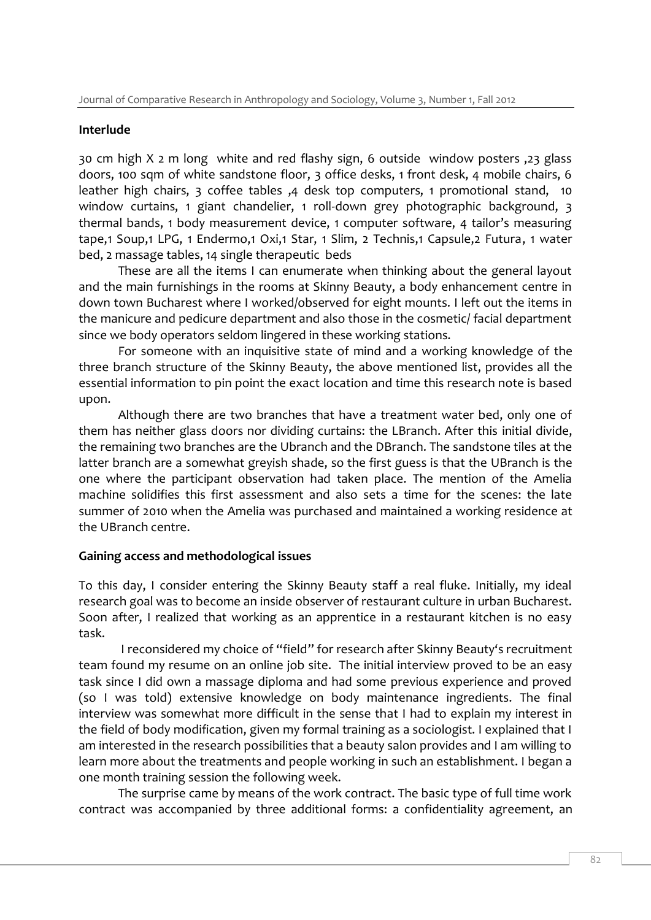## Interlude

30 cm high X 2 m long white and red flashy sign, 6 outside window posters ,23 glass doors, 100 sqm of white sandstone floor, 3 office desks, 1 front desk, 4 mobile chairs, 6 leather high chairs, 3 coffee tables ,4 desk top computers, 1 promotional stand, 10 window curtains, 1 giant chandelier, 1 roll-down grey photographic background, 3 thermal bands, 1 body measurement device, 1 computer software, 4 tailor's measuring tape,1 Soup,1 LPG, 1 Endermo,1 Oxi,1 Star, 1 Slim, 2 Technis,1 Capsule,2 Futura, 1 water bed, 2 massage tables, 14 single therapeutic beds

These are all the items I can enumerate when thinking about the general layout and the main furnishings in the rooms at Skinny Beauty, a body enhancement centre in down town Bucharest where I worked/observed for eight mounts. I left out the items in the manicure and pedicure department and also those in the cosmetic/ facial department since we body operators seldom lingered in these working stations.

For someone with an inquisitive state of mind and a working knowledge of the three branch structure of the Skinny Beauty, the above mentioned list, provides all the essential information to pin point the exact location and time this research note is based upon.

Although there are two branches that have a treatment water bed, only one of them has neither glass doors nor dividing curtains: the LBranch. After this initial divide, the remaining two branches are the Ubranch and the DBranch. The sandstone tiles at the latter branch are a somewhat greyish shade, so the first guess is that the UBranch is the one where the participant observation had taken place. The mention of the Amelia machine solidifies this first assessment and also sets a time for the scenes: the late summer of 2010 when the Amelia was purchased and maintained a working residence at the UBranch centre.

## Gaining access and methodological issues

To this day, I consider entering the Skinny Beauty staff a real fluke. Initially, my ideal research goal was to become an inside observer of restaurant culture in urban Bucharest. Soon after, I realized that working as an apprentice in a restaurant kitchen is no easy task.

I reconsidered my choice of "field" for research after Skinny Beauty's recruitment team found my resume on an online job site. The initial interview proved to be an easy task since I did own a massage diploma and had some previous experience and proved (so I was told) extensive knowledge on body maintenance ingredients. The final interview was somewhat more difficult in the sense that I had to explain my interest in the field of body modification, given my formal training as a sociologist. I explained that I am interested in the research possibilities that a beauty salon provides and I am willing to learn more about the treatments and people working in such an establishment. I began a one month training session the following week.

The surprise came by means of the work contract. The basic type of full time work contract was accompanied by three additional forms: a confidentiality agreement, an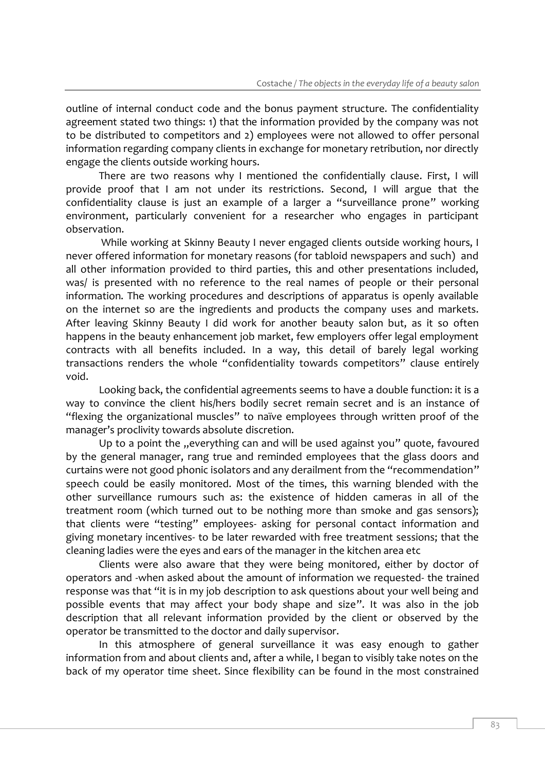outline of internal conduct code and the bonus payment structure. The confidentiality agreement stated two things: 1) that the information provided by the company was not to be distributed to competitors and 2) employees were not allowed to offer personal information regarding company clients in exchange for monetary retribution, nor directly engage the clients outside working hours.

There are two reasons why I mentioned the confidentially clause. First, I will provide proof that I am not under its restrictions. Second, I will argue that the confidentiality clause is just an example of a larger a "surveillance prone" working environment, particularly convenient for a researcher who engages in participant observation.

While working at Skinny Beauty I never engaged clients outside working hours, I never offered information for monetary reasons (for tabloid newspapers and such) and all other information provided to third parties, this and other presentations included, was/ is presented with no reference to the real names of people or their personal information. The working procedures and descriptions of apparatus is openly available on the internet so are the ingredients and products the company uses and markets. After leaving Skinny Beauty I did work for another beauty salon but, as it so often happens in the beauty enhancement job market, few employers offer legal employment contracts with all benefits included. In a way, this detail of barely legal working transactions renders the whole "confidentiality towards competitors" clause entirely void.

Looking back, the confidential agreements seems to have a double function: it is a way to convince the client his/hers bodily secret remain secret and is an instance of "flexing the organizational muscles" to naïve employees through written proof of the manager's proclivity towards absolute discretion.

Up to a point the „everything can and will be used against you" quote, favoured by the general manager, rang true and reminded employees that the glass doors and curtains were not good phonic isolators and any derailment from the "recommendation" speech could be easily monitored. Most of the times, this warning blended with the other surveillance rumours such as: the existence of hidden cameras in all of the treatment room (which turned out to be nothing more than smoke and gas sensors); that clients were "testing" employees- asking for personal contact information and giving monetary incentives- to be later rewarded with free treatment sessions; that the cleaning ladies were the eyes and ears of the manager in the kitchen area etc

Clients were also aware that they were being monitored, either by doctor of operators and -when asked about the amount of information we requested- the trained response was that "it is in my job description to ask questions about your well being and possible events that may affect your body shape and size". It was also in the job description that all relevant information provided by the client or observed by the operator be transmitted to the doctor and daily supervisor.

In this atmosphere of general surveillance it was easy enough to gather information from and about clients and, after a while, I began to visibly take notes on the back of my operator time sheet. Since flexibility can be found in the most constrained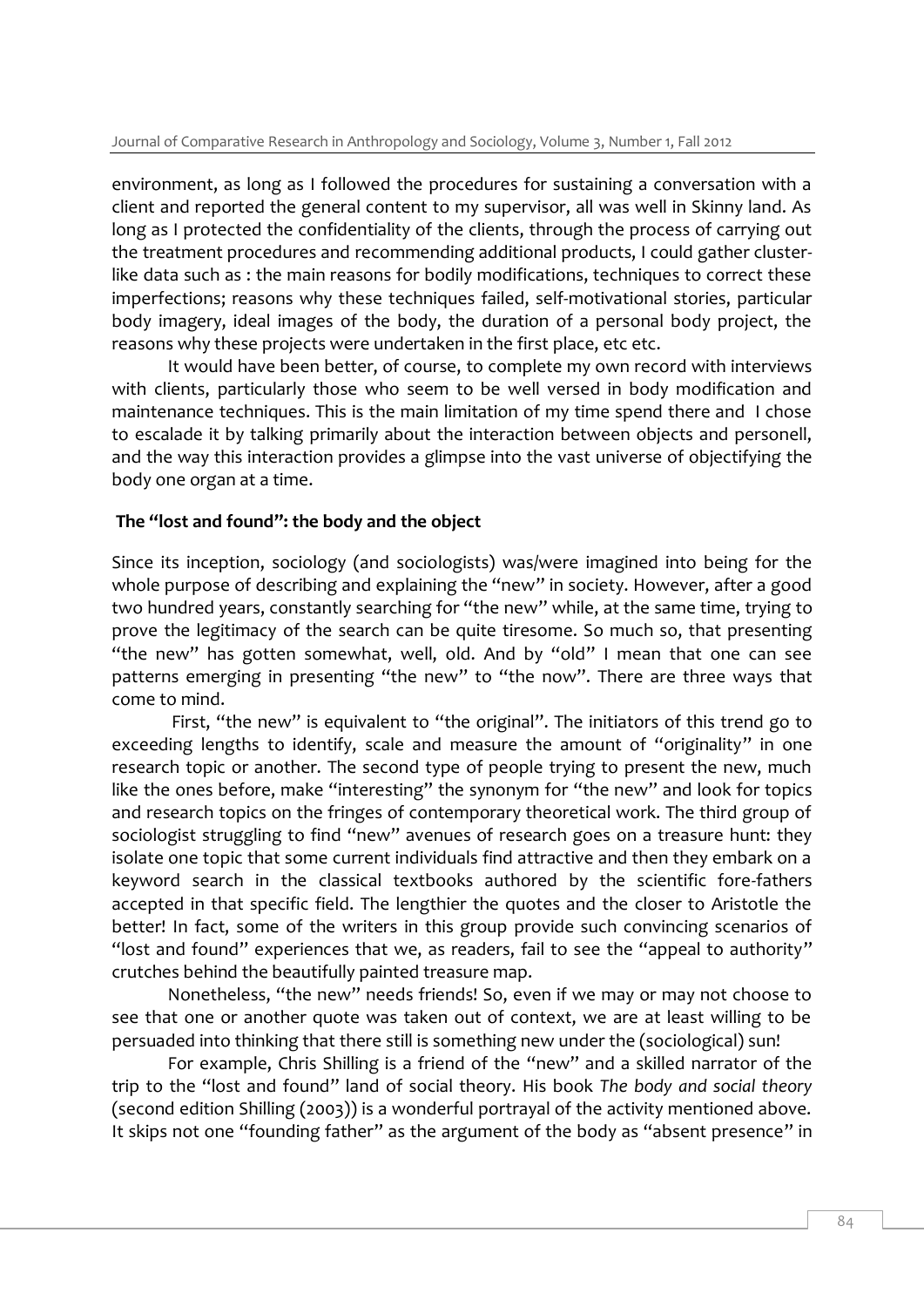environment, as long as I followed the procedures for sustaining a conversation with a client and reported the general content to my supervisor, all was well in Skinny land. As long as I protected the confidentiality of the clients, through the process of carrying out the treatment procedures and recommending additional products, I could gather cluster-like data such as : the main reasons for bodily modifications, techniques to correct these imperfections; reasons why these techniques failed, self-motivational stories, particular body imagery, ideal images of the body, the duration of a personal body project, the reasons why these projects were undertaken in the first place, etc etc.

It would have been better, of course, to complete my own record with interviews with clients, particularly those who seem to be well versed in body modification and maintenance techniques. This is the main limitation of my time spend there and I chose to escalade it by talking primarily about the interaction between objects and personell, and the way this interaction provides a glimpse into the vast universe of objectifying the body one organ at a time.

### The "lost and found": the body and the object

Since its inception, sociology (and sociologists) was/were imagined into being for the whole purpose of describing and explaining the "new" in society. However, after a good two hundred years, constantly searching for "the new" while, at the same time, trying to prove the legitimacy of the search can be quite tiresome. So much so, that presenting "the new" has gotten somewhat, well, old. And by "old" I mean that one can see patterns emerging in presenting "the new" to "the now". There are three ways that come to mind.

First, "the new" is equivalent to "the original". The initiators of this trend go to exceeding lengths to identify, scale and measure the amount of "originality" in one research topic or another. The second type of people trying to present the new, much like the ones before, make "interesting" the synonym for "the new" and look for topics and research topics on the fringes of contemporary theoretical work. The third group of sociologist struggling to find "new" avenues of research goes on a treasure hunt: they isolate one topic that some current individuals find attractive and then they embark on a keyword search in the classical textbooks authored by the scientific fore-fathers accepted in that specific field. The lengthier the quotes and the closer to Aristotle the better! In fact, some of the writers in this group provide such convincing scenarios of "lost and found" experiences that we, as readers, fail to see the "appeal to authority" crutches behind the beautifully painted treasure map.

Nonetheless, "the new" needs friends! So, even if we may or may not choose to see that one or another quote was taken out of context, we are at least willing to be persuaded into thinking that there still is something new under the (sociological) sun!

For example, Chris Shilling is a friend of the "new" and a skilled narrator of the trip to the "lost and found" land of social theory. His book *The body and social theory* (second edition Shilling (2003)) is a wonderful portrayal of the activity mentioned above. It skips not one "founding father" as the argument of the body as "absent presence" in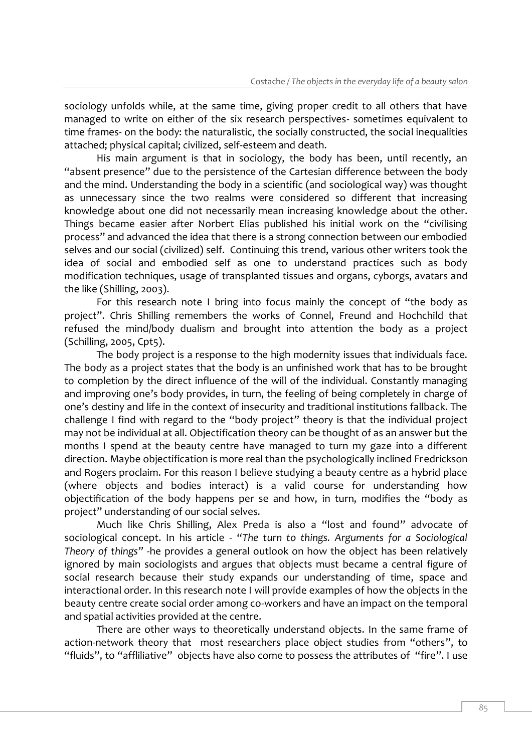sociology unfolds while, at the same time, giving proper credit to all others that have managed to write on either of the six research perspectives- sometimes equivalent to time frames- on the body: the naturalistic, the socially constructed, the social inequalities attached; physical capital; civilized, self-esteem and death.

His main argument is that in sociology, the body has been, until recently, an "absent presence" due to the persistence of the Cartesian difference between the body and the mind. Understanding the body in a scientific (and sociological way) was thought as unnecessary since the two realms were considered so different that increasing knowledge about one did not necessarily mean increasing knowledge about the other. Things became easier after Norbert Elias published his initial work on the "civilising process" and advanced the idea that there is a strong connection between our embodied selves and our social (civilized) self. Continuing this trend, various other writers took the idea of social and embodied self as one to understand practices such as body modification techniques, usage of transplanted tissues and organs, cyborgs, avatars and the like (Shilling, 2003).

For this research note I bring into focus mainly the concept of "the body as project". Chris Shilling remembers the works of Connel, Freund and Hochchild that refused the mind/body dualism and brought into attention the body as a project (Schilling, 2005, Cpt5).

The body project is a response to the high modernity issues that individuals face. The body as a project states that the body is an unfinished work that has to be brought to completion by the direct influence of the will of the individual. Constantly managing and improving one's body provides, in turn, the feeling of being completely in charge of one's destiny and life in the context of insecurity and traditional institutions fallback. The challenge I find with regard to the "body project" theory is that the individual project may not be individual at all. Objectification theory can be thought of as an answer but the months I spend at the beauty centre have managed to turn my gaze into a different direction. Maybe objectification is more real than the psychologically inclined Fredrickson and Rogers proclaim. For this reason I believe studying a beauty centre as a hybrid place (where objects and bodies interact) is a valid course for understanding how objectification of the body happens per se and how, in turn, modifies the "body as project" understanding of our social selves.

Much like Chris Shilling, Alex Preda is also a "lost and found" advocate of sociological concept. In his article - "*The turn to things. Arguments for a Sociological Theory of things*" -he provides a general outlook on how the object has been relatively ignored by main sociologists and argues that objects must became a central figure of social research because their study expands our understanding of time, space and interactional order. In this research note I will provide examples of how the objects in the beauty centre create social order among co-workers and have an impact on the temporal and spatial activities provided at the centre.

There are other ways to theoretically understand objects. In the same frame of action-network theory that most researchers place object studies from "others", to "fluids", to "affliliative" objects have also come to possess the attributes of "fire". I use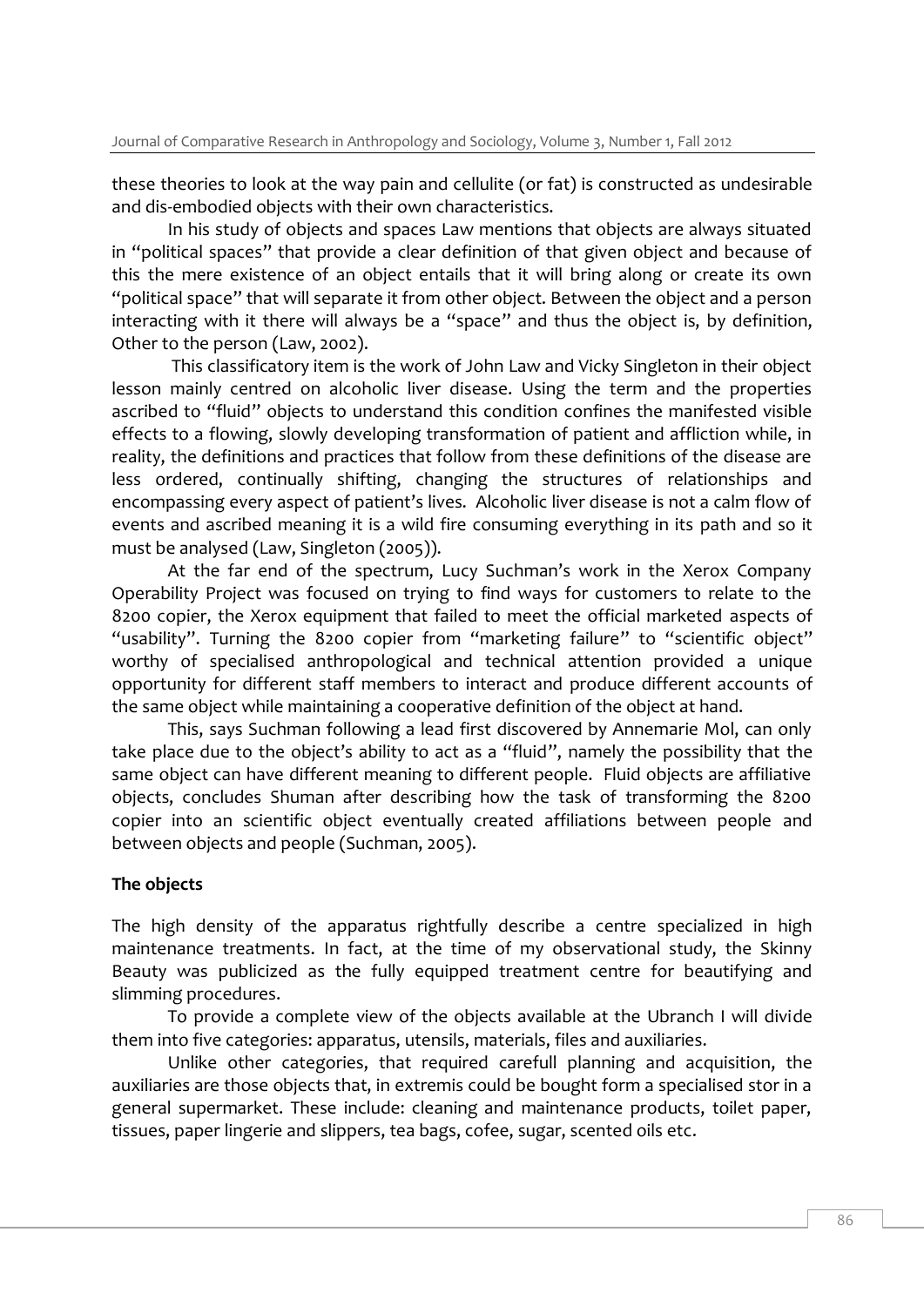these theories to look at the way pain and cellulite (or fat) is constructed as undesirable and dis-embodied objects with their own characteristics.

In his study of objects and spaces Law mentions that objects are always situated in "political spaces" that provide a clear definition of that given object and because of this the mere existence of an object entails that it will bring along or create its own "political space" that will separate it from other object. Between the object and a person interacting with it there will always be a "space" and thus the object is, by definition, Other to the person (Law, 2002).

This classificatory item is the work of John Law and Vicky Singleton in their object lesson mainly centred on alcoholic liver disease. Using the term and the properties ascribed to "fluid" objects to understand this condition confines the manifested visible effects to a flowing, slowly developing transformation of patient and affliction while, in reality, the definitions and practices that follow from these definitions of the disease are less ordered, continually shifting, changing the structures of relationships and encompassing every aspect of patient's lives. Alcoholic liver disease is not a calm flow of events and ascribed meaning it is a wild fire consuming everything in its path and so it must be analysed (Law, Singleton (2005)).

At the far end of the spectrum, Lucy Suchman's work in the Xerox Company Operability Project was focused on trying to find ways for customers to relate to the 8200 copier, the Xerox equipment that failed to meet the official marketed aspects of "usability". Turning the 8200 copier from "marketing failure" to "scientific object" worthy of specialised anthropological and technical attention provided a unique opportunity for different staff members to interact and produce different accounts of the same object while maintaining a cooperative definition of the object at hand.

This, says Suchman following a lead first discovered by Annemarie Mol, can only take place due to the object's ability to act as a "fluid", namely the possibility that the same object can have different meaning to different people. Fluid objects are affiliative objects, concludes Shuman after describing how the task of transforming the 8200 copier into an scientific object eventually created affiliations between people and between objects and people (Suchman, 2005).

**The objects**

The high density of the apparatus rightfully describe a centre specialized in high maintenance treatments. In fact, at the time of my observational study, the Skinny Beauty was publicized as the fully equipped treatment centre for beautifying and slimming procedures.

To provide a complete view of the objects available at the Ubranch I will divide them into five categories: apparatus, utensils, materials, files and auxiliaries.

Unlike other categories, that required carefull planning and acquisition, the auxiliaries are those objects that, in extremis could be bought form a specialised stor in a general supermarket. These include: cleaning and maintenance products, toilet paper, tissues, paper lingerie and slippers, tea bags, cofee, sugar, scented oils etc.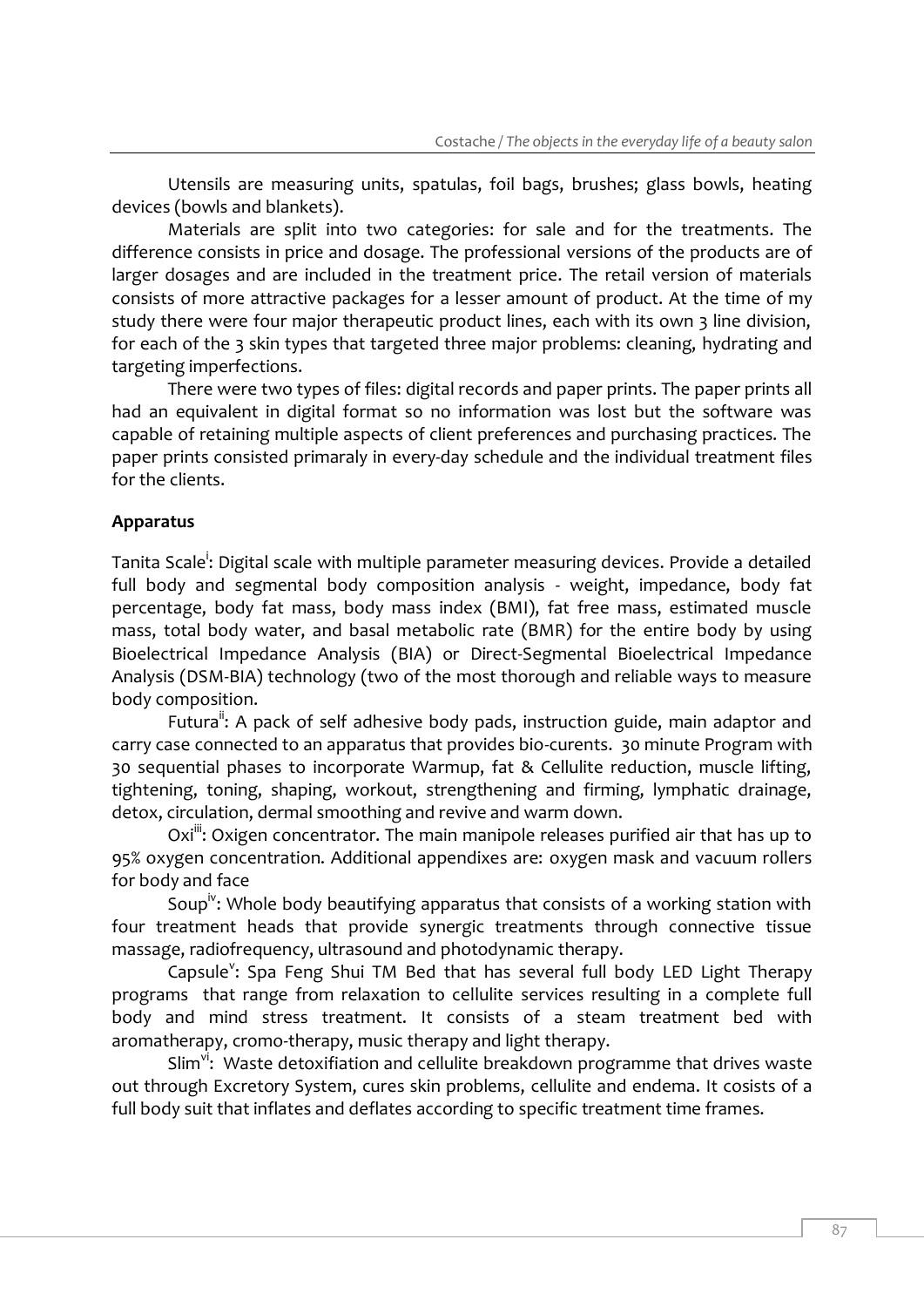Utensils are measuring units, spatulas, foil bags, brushes; glass bowls, heating devices (bowls and blankets).

Materials are split into two categories: for sale and for the treatments. The difference consists in price and dosage. The professional versions of the products are of larger dosages and are included in the treatment price. The retail version of materials consists of more attractive packages for a lesser amount of product. At the time of my study there were four major therapeutic product lines, each with its own 3 line division, for each of the 3 skin types that targeted three major problems: cleaning, hydrating and targeting imperfections.

There were two types of files: digital records and paper prints. The paper prints all had an equivalent in digital format so no information was lost but the software was capable of retaining multiple aspects of client preferences and purchasing practices. The paper prints consisted primaraly in every-day schedule and the individual treatment files for the clients.

**Apparatus**

Tanita Scale[i]: Digital scale with multiple parameter measuring devices. Provide a detailed full body and segmental body composition analysis - weight, impedance, body fat percentage, body fat mass, body mass index (BMI), fat free mass, estimated muscle mass, total body water, and basal metabolic rate (BMR) for the entire body by using Bioelectrical Impedance Analysis (BIA) or Direct-Segmental Bioelectrical Impedance Analysis (DSM-BIA) technology (two of the most thorough and reliable ways to measure body composition.

Futura[ii]: A pack of self adhesive body pads, instruction guide, main adaptor and carry case connected to an apparatus that provides bio-curents. 30 minute Program with 30 sequential phases to incorporate Warmup, fat & Cellulite reduction, muscle lifting, tightening, toning, shaping, workout, strengthening and firming, lymphatic drainage, detox, circulation, dermal smoothing and revive and warm down.

Oxi[iii]: Oxigen concentrator. The main manipole releases purified air that has up to 95% oxygen concentration. Additional appendixes are: oxygen mask and vacuum rollers for body and face

Soup[iv]: Whole body beautifying apparatus that consists of a working station with four treatment heads that provide synergic treatments through connective tissue massage, radiofrequency, ultrasound and photodynamic therapy.

Capsule[v]: Spa Feng Shui TM Bed that has several full body LED Light Therapy programs that range from relaxation to cellulite services resulting in a complete full body and mind stress treatment. It consists of a steam treatment bed with aromatherapy, cromo-therapy, music therapy and light therapy.

Slim[vi]: Waste detoxifiation and cellulite breakdown programme that drives waste out through Excretory System, cures skin problems, cellulite and endema. It cosists of a full body suit that inflates and deflates according to specific treatment time frames.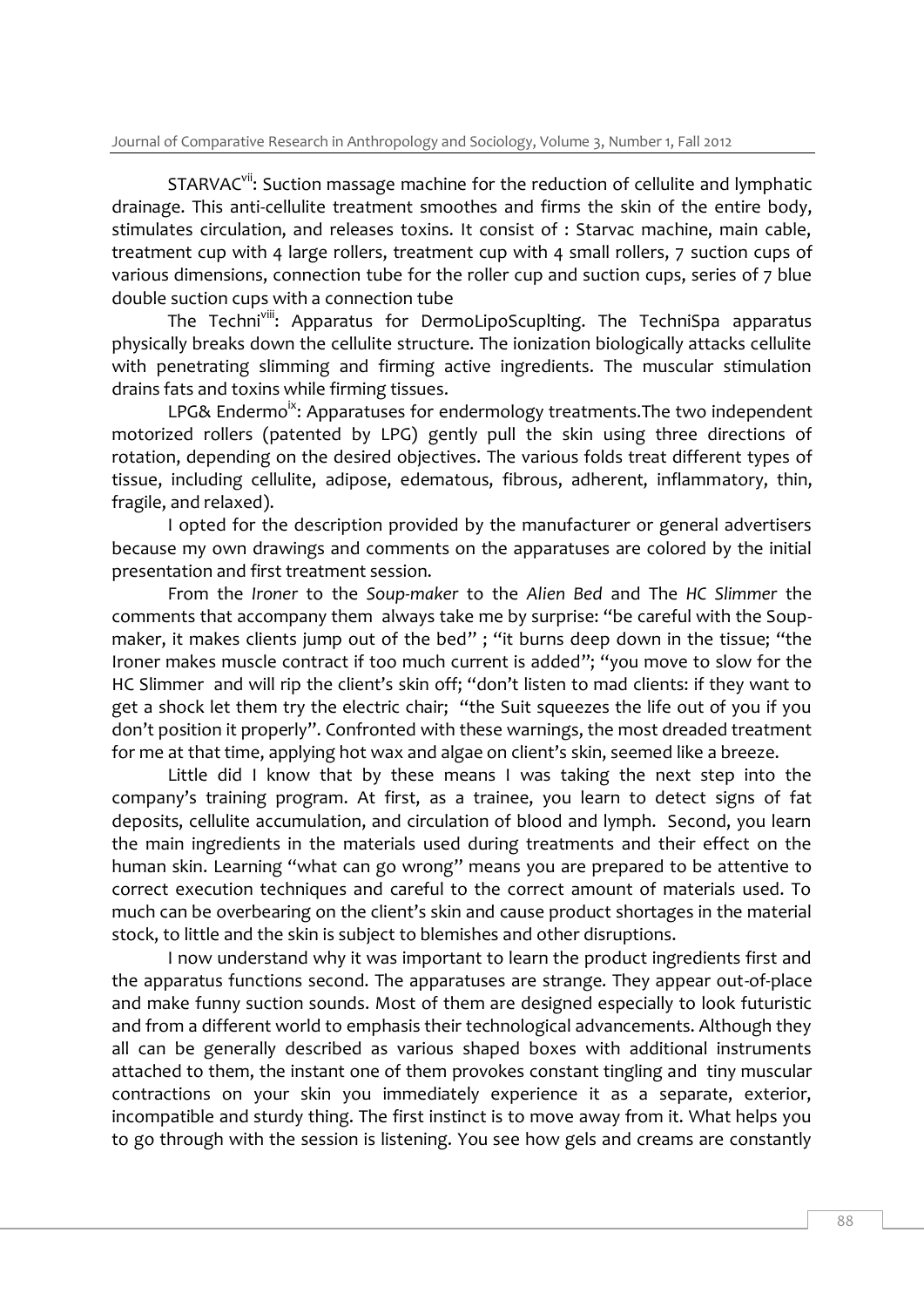STARVAC[vii]: Suction massage machine for the reduction of cellulite and lymphatic drainage. This anti-cellulite treatment smoothes and firms the skin of the entire body, stimulates circulation, and releases toxins. It consist of : Starvac machine, main cable, treatment cup with 4 large rollers, treatment cup with 4 small rollers, 7 suction cups of various dimensions, connection tube for the roller cup and suction cups, series of 7 blue double suction cups with a connection tube

The Techni[viii]: Apparatus for DermoLipoScuplting. The TechniSpa apparatus physically breaks down the cellulite structure. The ionization biologically attacks cellulite with penetrating slimming and firming active ingredients. The muscular stimulation drains fats and toxins while firming tissues.

LPG& Endermo[ix]: Apparatuses for endermology treatments.The two independent motorized rollers (patented by LPG) gently pull the skin using three directions of rotation, depending on the desired objectives. The various folds treat different types of tissue, including cellulite, adipose, edematous, fibrous, adherent, inflammatory, thin, fragile, and relaxed).

I opted for the description provided by the manufacturer or general advertisers because my own drawings and comments on the apparatuses are colored by the initial presentation and first treatment session.

From the *Ironer* to the *Soup-maker* to the *Alien Bed* and The *HC Slimmer* the comments that accompany them always take me by surprise: "be careful with the Soup-maker, it makes clients jump out of the bed" ; "it burns deep down in the tissue; "the Ironer makes muscle contract if too much current is added"; "you move to slow for the HC Slimmer and will rip the client's skin off; "don't listen to mad clients: if they want to get a shock let them try the electric chair; "the Suit squeezes the life out of you if you don't position it properly". Confronted with these warnings, the most dreaded treatment for me at that time, applying hot wax and algae on client's skin, seemed like a breeze.

Little did I know that by these means I was taking the next step into the company's training program. At first, as a trainee, you learn to detect signs of fat deposits, cellulite accumulation, and circulation of blood and lymph. Second, you learn the main ingredients in the materials used during treatments and their effect on the human skin. Learning "what can go wrong" means you are prepared to be attentive to correct execution techniques and careful to the correct amount of materials used. To much can be overbearing on the client's skin and cause product shortages in the material stock, to little and the skin is subject to blemishes and other disruptions.

I now understand why it was important to learn the product ingredients first and the apparatus functions second. The apparatuses are strange. They appear out-of-place and make funny suction sounds. Most of them are designed especially to look futuristic and from a different world to emphasis their technological advancements. Although they all can be generally described as various shaped boxes with additional instruments attached to them, the instant one of them provokes constant tingling and tiny muscular contractions on your skin you immediately experience it as a separate, exterior, incompatible and sturdy thing. The first instinct is to move away from it. What helps you to go through with the session is listening. You see how gels and creams are constantly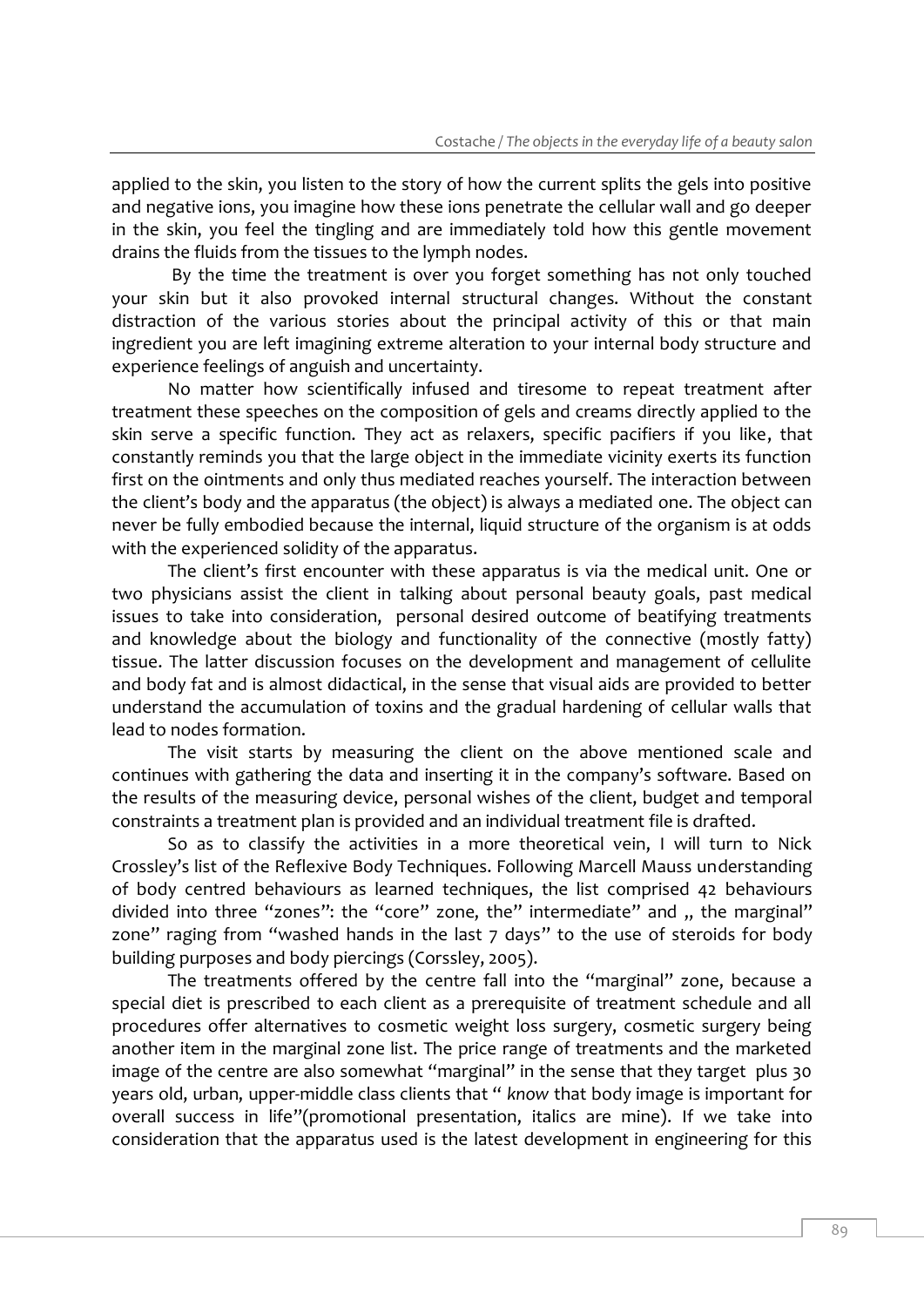applied to the skin, you listen to the story of how the current splits the gels into positive and negative ions, you imagine how these ions penetrate the cellular wall and go deeper in the skin, you feel the tingling and are immediately told how this gentle movement drains the fluids from the tissues to the lymph nodes.

By the time the treatment is over you forget something has not only touched your skin but it also provoked internal structural changes. Without the constant distraction of the various stories about the principal activity of this or that main ingredient you are left imagining extreme alteration to your internal body structure and experience feelings of anguish and uncertainty.

No matter how scientifically infused and tiresome to repeat treatment after treatment these speeches on the composition of gels and creams directly applied to the skin serve a specific function. They act as relaxers, specific pacifiers if you like, that constantly reminds you that the large object in the immediate vicinity exerts its function first on the ointments and only thus mediated reaches yourself. The interaction between the client's body and the apparatus (the object) is always a mediated one. The object can never be fully embodied because the internal, liquid structure of the organism is at odds with the experienced solidity of the apparatus.

The client's first encounter with these apparatus is via the medical unit. One or two physicians assist the client in talking about personal beauty goals, past medical issues to take into consideration, personal desired outcome of beatifying treatments and knowledge about the biology and functionality of the connective (mostly fatty) tissue. The latter discussion focuses on the development and management of cellulite and body fat and is almost didactical, in the sense that visual aids are provided to better understand the accumulation of toxins and the gradual hardening of cellular walls that lead to nodes formation.

The visit starts by measuring the client on the above mentioned scale and continues with gathering the data and inserting it in the company's software. Based on the results of the measuring device, personal wishes of the client, budget and temporal constraints a treatment plan is provided and an individual treatment file is drafted.

So as to classify the activities in a more theoretical vein, I will turn to Nick Crossley's list of the Reflexive Body Techniques. Following Marcell Mauss understanding of body centred behaviours as learned techniques, the list comprised 42 behaviours divided into three "zones": the "core" zone, the" intermediate" and „ the marginal" zone" raging from "washed hands in the last 7 days" to the use of steroids for body building purposes and body piercings (Corssley, 2005).

The treatments offered by the centre fall into the "marginal" zone, because a special diet is prescribed to each client as a prerequisite of treatment schedule and all procedures offer alternatives to cosmetic weight loss surgery, cosmetic surgery being another item in the marginal zone list. The price range of treatments and the marketed image of the centre are also somewhat "marginal" in the sense that they target plus 30 years old, urban, upper-middle class clients that " *know* that body image is important for overall success in life"(promotional presentation, italics are mine). If we take into consideration that the apparatus used is the latest development in engineering for this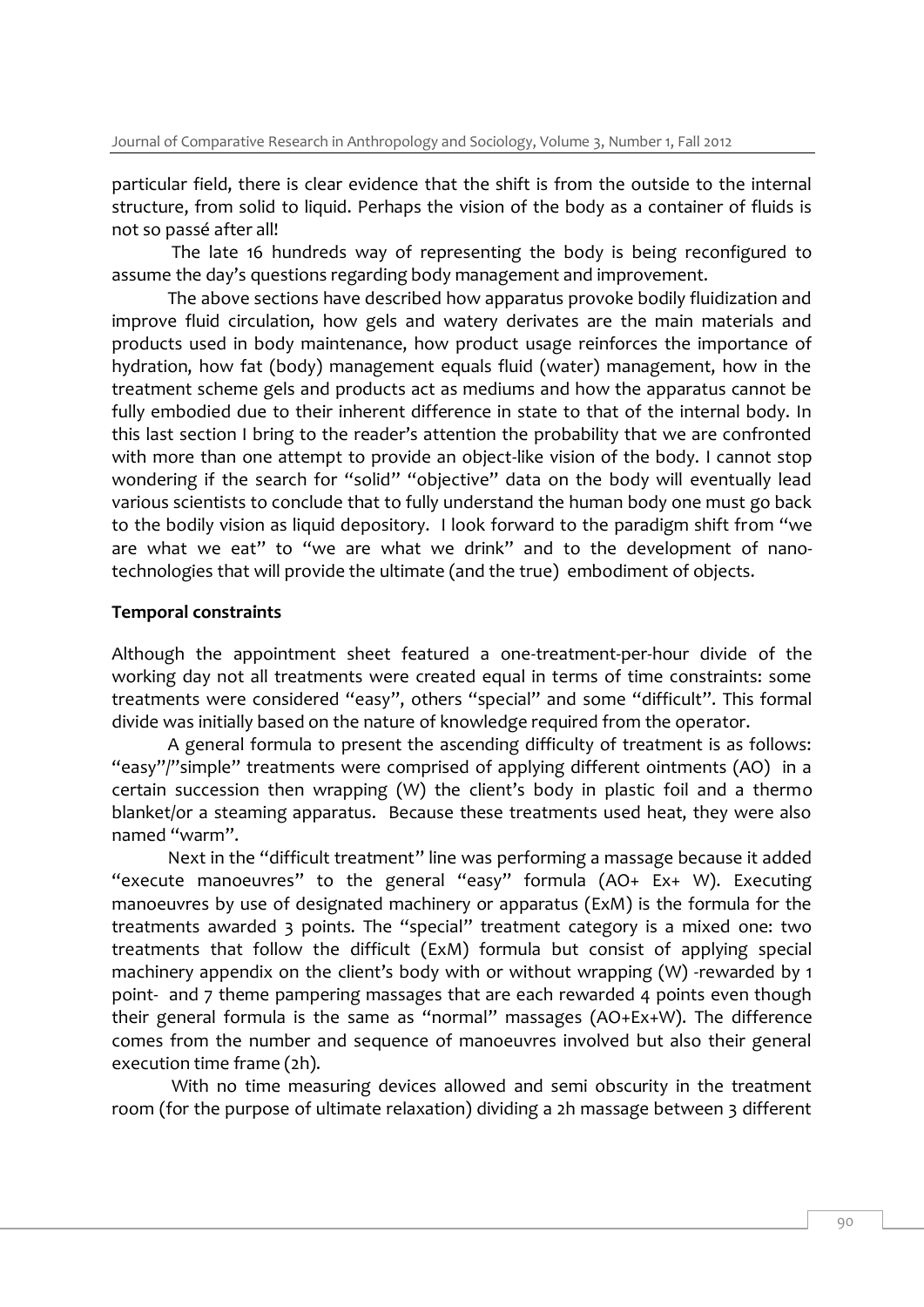particular field, there is clear evidence that the shift is from the outside to the internal structure, from solid to liquid. Perhaps the vision of the body as a container of fluids is not so passé after all!

The late 16 hundreds way of representing the body is being reconfigured to assume the day's questions regarding body management and improvement.

The above sections have described how apparatus provoke bodily fluidization and improve fluid circulation, how gels and watery derivates are the main materials and products used in body maintenance, how product usage reinforces the importance of hydration, how fat (body) management equals fluid (water) management, how in the treatment scheme gels and products act as mediums and how the apparatus cannot be fully embodied due to their inherent difference in state to that of the internal body. In this last section I bring to the reader's attention the probability that we are confronted with more than one attempt to provide an object-like vision of the body. I cannot stop wondering if the search for "solid" "objective" data on the body will eventually lead various scientists to conclude that to fully understand the human body one must go back to the bodily vision as liquid depository. I look forward to the paradigm shift from "we are what we eat" to "we are what we drink" and to the development of nano-technologies that will provide the ultimate (and the true) embodiment of objects.

**Temporal constraints**

Although the appointment sheet featured a one-treatment-per-hour divide of the working day not all treatments were created equal in terms of time constraints: some treatments were considered "easy", others "special" and some "difficult". This formal divide was initially based on the nature of knowledge required from the operator.

A general formula to present the ascending difficulty of treatment is as follows: "easy"/"simple" treatments were comprised of applying different ointments (AO) in a certain succession then wrapping (W) the client's body in plastic foil and a thermo blanket/or a steaming apparatus. Because these treatments used heat, they were also named "warm".

Next in the "difficult treatment" line was performing a massage because it added "execute manoeuvres" to the general "easy" formula (AO+ Ex+ W). Executing manoeuvres by use of designated machinery or apparatus (ExM) is the formula for the treatments awarded 3 points. The "special" treatment category is a mixed one: two treatments that follow the difficult (ExM) formula but consist of applying special machinery appendix on the client's body with or without wrapping (W) -rewarded by 1 point- and 7 theme pampering massages that are each rewarded 4 points even though their general formula is the same as "normal" massages (AO+Ex+W). The difference comes from the number and sequence of manoeuvres involved but also their general execution time frame (2h).

With no time measuring devices allowed and semi obscurity in the treatment room (for the purpose of ultimate relaxation) dividing a 2h massage between 3 different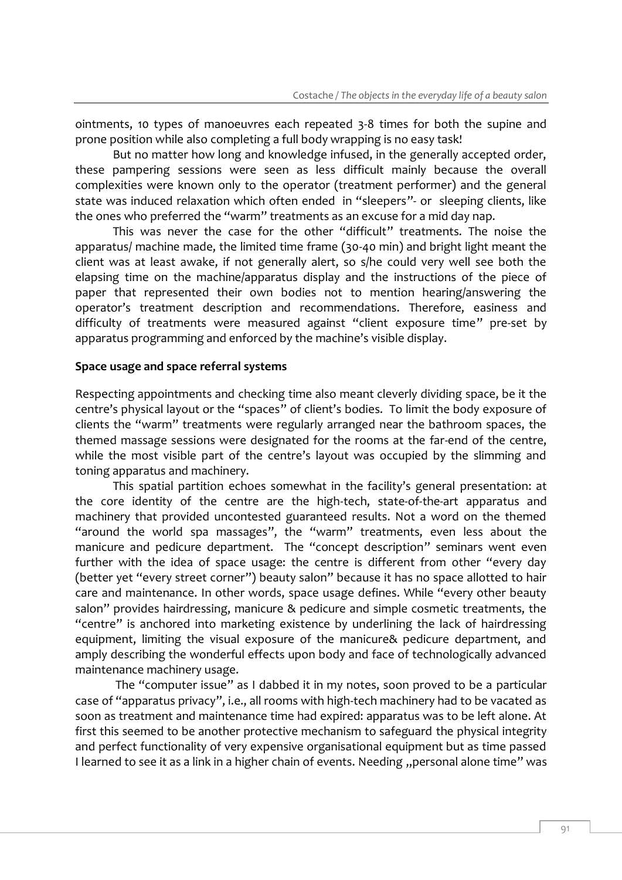ointments, 10 types of manoeuvres each repeated 3-8 times for both the supine and prone position while also completing a full body wrapping is no easy task!

But no matter how long and knowledge infused, in the generally accepted order, these pampering sessions were seen as less difficult mainly because the overall complexities were known only to the operator (treatment performer) and the general state was induced relaxation which often ended in "sleepers"- or sleeping clients, like the ones who preferred the "warm" treatments as an excuse for a mid day nap.

This was never the case for the other "difficult" treatments. The noise the apparatus/ machine made, the limited time frame (30-40 min) and bright light meant the client was at least awake, if not generally alert, so s/he could very well see both the elapsing time on the machine/apparatus display and the instructions of the piece of paper that represented their own bodies not to mention hearing/answering the operator's treatment description and recommendations. Therefore, easiness and difficulty of treatments were measured against "client exposure time" pre-set by apparatus programming and enforced by the machine's visible display.

**Space usage and space referral systems**

Respecting appointments and checking time also meant cleverly dividing space, be it the centre's physical layout or the "spaces" of client's bodies. To limit the body exposure of clients the "warm" treatments were regularly arranged near the bathroom spaces, the themed massage sessions were designated for the rooms at the far-end of the centre, while the most visible part of the centre's layout was occupied by the slimming and toning apparatus and machinery.

This spatial partition echoes somewhat in the facility's general presentation: at the core identity of the centre are the high-tech, state-of-the-art apparatus and machinery that provided uncontested guaranteed results. Not a word on the themed "around the world spa massages", the "warm" treatments, even less about the manicure and pedicure department. The "concept description" seminars went even further with the idea of space usage: the centre is different from other "every day (better yet "every street corner") beauty salon" because it has no space allotted to hair care and maintenance. In other words, space usage defines. While "every other beauty salon" provides hairdressing, manicure & pedicure and simple cosmetic treatments, the "centre" is anchored into marketing existence by underlining the lack of hairdressing equipment, limiting the visual exposure of the manicure& pedicure department, and amply describing the wonderful effects upon body and face of technologically advanced maintenance machinery usage.

The "computer issue" as I dabbed it in my notes, soon proved to be a particular case of "apparatus privacy", i.e., all rooms with high-tech machinery had to be vacated as soon as treatment and maintenance time had expired: apparatus was to be left alone. At first this seemed to be another protective mechanism to safeguard the physical integrity and perfect functionality of very expensive organisational equipment but as time passed I learned to see it as a link in a higher chain of events. Needing „personal alone time" was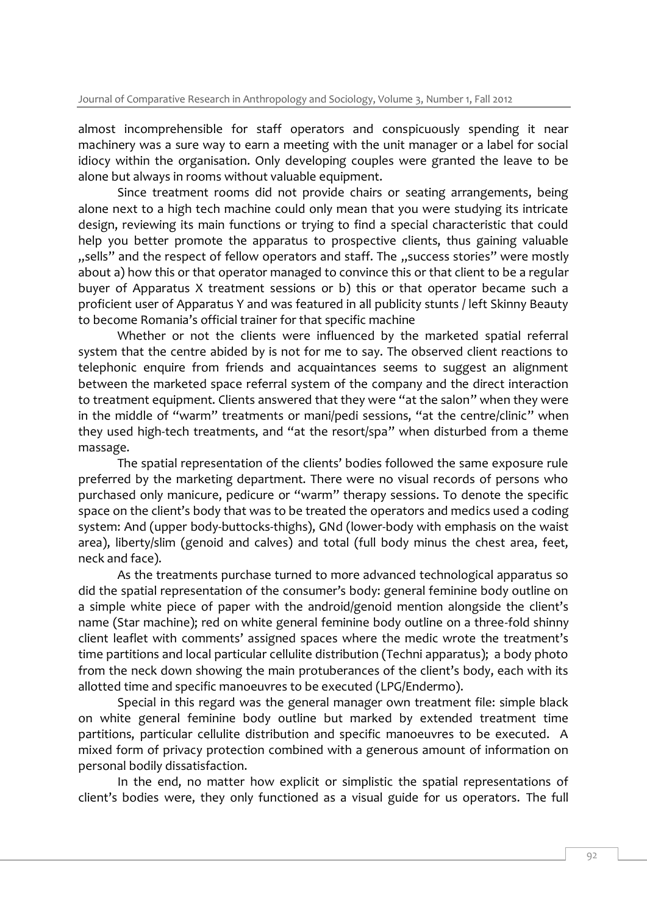almost incomprehensible for staff operators and conspicuously spending it near machinery was a sure way to earn a meeting with the unit manager or a label for social idiocy within the organisation. Only developing couples were granted the leave to be alone but always in rooms without valuable equipment.

Since treatment rooms did not provide chairs or seating arrangements, being alone next to a high tech machine could only mean that you were studying its intricate design, reviewing its main functions or trying to find a special characteristic that could help you better promote the apparatus to prospective clients, thus gaining valuable „sells" and the respect of fellow operators and staff. The „success stories" were mostly about a) how this or that operator managed to convince this or that client to be a regular buyer of Apparatus X treatment sessions or b) this or that operator became such a proficient user of Apparatus Y and was featured in all publicity stunts / left Skinny Beauty to become Romania's official trainer for that specific machine

Whether or not the clients were influenced by the marketed spatial referral system that the centre abided by is not for me to say. The observed client reactions to telephonic enquire from friends and acquaintances seems to suggest an alignment between the marketed space referral system of the company and the direct interaction to treatment equipment. Clients answered that they were "at the salon" when they were in the middle of "warm" treatments or mani/pedi sessions, "at the centre/clinic" when they used high-tech treatments, and "at the resort/spa" when disturbed from a theme massage.

The spatial representation of the clients' bodies followed the same exposure rule preferred by the marketing department. There were no visual records of persons who purchased only manicure, pedicure or "warm" therapy sessions. To denote the specific space on the client's body that was to be treated the operators and medics used a coding system: And (upper body-buttocks-thighs), GNd (lower-body with emphasis on the waist area), liberty/slim (genoid and calves) and total (full body minus the chest area, feet, neck and face).

As the treatments purchase turned to more advanced technological apparatus so did the spatial representation of the consumer's body: general feminine body outline on a simple white piece of paper with the android/genoid mention alongside the client's name (Star machine); red on white general feminine body outline on a three-fold shinny client leaflet with comments' assigned spaces where the medic wrote the treatment's time partitions and local particular cellulite distribution (Techni apparatus); a body photo from the neck down showing the main protuberances of the client's body, each with its allotted time and specific manoeuvres to be executed (LPG/Endermo).

Special in this regard was the general manager own treatment file: simple black on white general feminine body outline but marked by extended treatment time partitions, particular cellulite distribution and specific manoeuvres to be executed. A mixed form of privacy protection combined with a generous amount of information on personal bodily dissatisfaction.

In the end, no matter how explicit or simplistic the spatial representations of client's bodies were, they only functioned as a visual guide for us operators. The full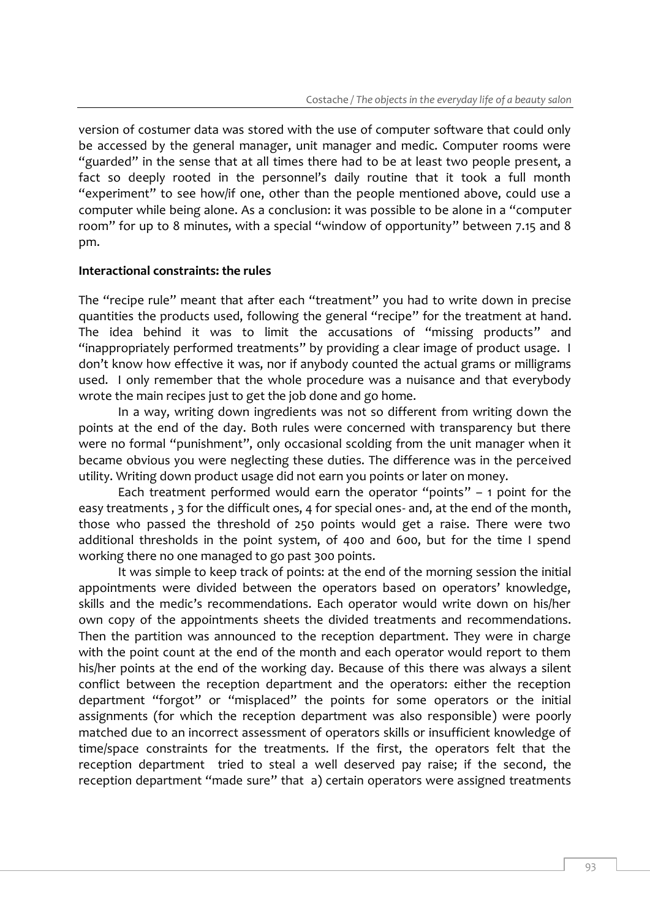version of costumer data was stored with the use of computer software that could only be accessed by the general manager, unit manager and medic. Computer rooms were "guarded" in the sense that at all times there had to be at least two people present, a fact so deeply rooted in the personnel's daily routine that it took a full month "experiment" to see how/if one, other than the people mentioned above, could use a computer while being alone. As a conclusion: it was possible to be alone in a "computer room" for up to 8 minutes, with a special "window of opportunity" between 7.15 and 8 pm.

**Interactional constraints: the rules**

The "recipe rule" meant that after each "treatment" you had to write down in precise quantities the products used, following the general "recipe" for the treatment at hand. The idea behind it was to limit the accusations of "missing products" and "inappropriately performed treatments" by providing a clear image of product usage. I don't know how effective it was, nor if anybody counted the actual grams or milligrams used. I only remember that the whole procedure was a nuisance and that everybody wrote the main recipes just to get the job done and go home.

In a way, writing down ingredients was not so different from writing down the points at the end of the day. Both rules were concerned with transparency but there were no formal "punishment", only occasional scolding from the unit manager when it became obvious you were neglecting these duties. The difference was in the perceived utility. Writing down product usage did not earn you points or later on money.

Each treatment performed would earn the operator "points" – 1 point for the easy treatments , 3 for the difficult ones, 4 for special ones- and, at the end of the month, those who passed the threshold of 250 points would get a raise. There were two additional thresholds in the point system, of 400 and 600, but for the time I spend working there no one managed to go past 300 points.

It was simple to keep track of points: at the end of the morning session the initial appointments were divided between the operators based on operators' knowledge, skills and the medic's recommendations. Each operator would write down on his/her own copy of the appointments sheets the divided treatments and recommendations. Then the partition was announced to the reception department. They were in charge with the point count at the end of the month and each operator would report to them his/her points at the end of the working day. Because of this there was always a silent conflict between the reception department and the operators: either the reception department "forgot" or "misplaced" the points for some operators or the initial assignments (for which the reception department was also responsible) were poorly matched due to an incorrect assessment of operators skills or insufficient knowledge of time/space constraints for the treatments. If the first, the operators felt that the reception department tried to steal a well deserved pay raise; if the second, the reception department "made sure" that a) certain operators were assigned treatments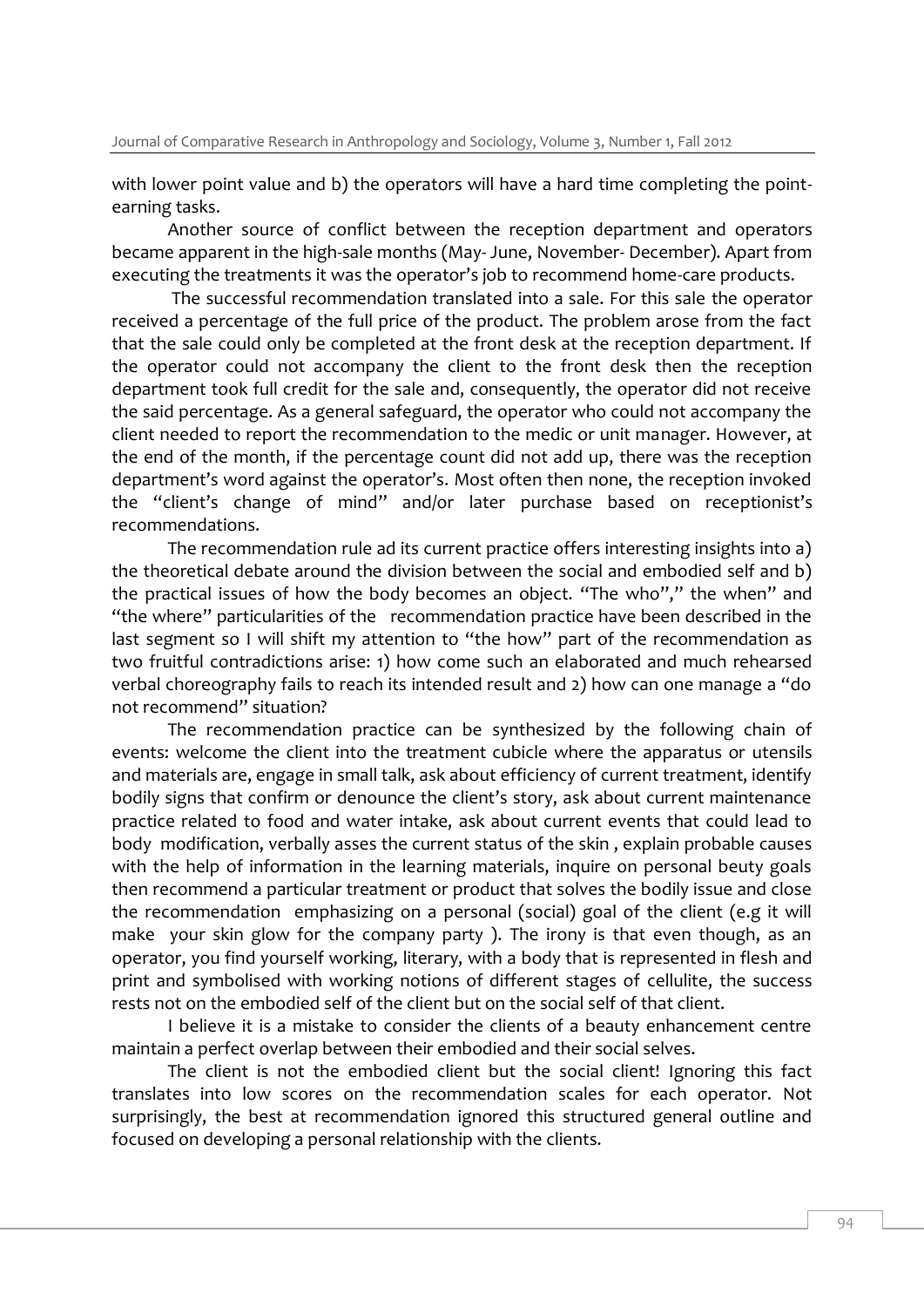with lower point value and b) the operators will have a hard time completing the point-earning tasks.

Another source of conflict between the reception department and operators became apparent in the high-sale months (May- June, November- December). Apart from executing the treatments it was the operator's job to recommend home-care products.

The successful recommendation translated into a sale. For this sale the operator received a percentage of the full price of the product. The problem arose from the fact that the sale could only be completed at the front desk at the reception department. If the operator could not accompany the client to the front desk then the reception department took full credit for the sale and, consequently, the operator did not receive the said percentage. As a general safeguard, the operator who could not accompany the client needed to report the recommendation to the medic or unit manager. However, at the end of the month, if the percentage count did not add up, there was the reception department's word against the operator's. Most often then none, the reception invoked the "client's change of mind" and/or later purchase based on receptionist's recommendations.

The recommendation rule ad its current practice offers interesting insights into a) the theoretical debate around the division between the social and embodied self and b) the practical issues of how the body becomes an object. "The who"," the when" and "the where" particularities of the recommendation practice have been described in the last segment so I will shift my attention to "the how" part of the recommendation as two fruitful contradictions arise: 1) how come such an elaborated and much rehearsed verbal choreography fails to reach its intended result and 2) how can one manage a "do not recommend" situation?

The recommendation practice can be synthesized by the following chain of events: welcome the client into the treatment cubicle where the apparatus or utensils and materials are, engage in small talk, ask about efficiency of current treatment, identify bodily signs that confirm or denounce the client's story, ask about current maintenance practice related to food and water intake, ask about current events that could lead to body modification, verbally asses the current status of the skin , explain probable causes with the help of information in the learning materials, inquire on personal beuty goals then recommend a particular treatment or product that solves the bodily issue and close the recommendation emphasizing on a personal (social) goal of the client (e.g it will make your skin glow for the company party ). The irony is that even though, as an operator, you find yourself working, literary, with a body that is represented in flesh and print and symbolised with working notions of different stages of cellulite, the success rests not on the embodied self of the client but on the social self of that client.

I believe it is a mistake to consider the clients of a beauty enhancement centre maintain a perfect overlap between their embodied and their social selves.

The client is not the embodied client but the social client! Ignoring this fact translates into low scores on the recommendation scales for each operator. Not surprisingly, the best at recommendation ignored this structured general outline and focused on developing a personal relationship with the clients.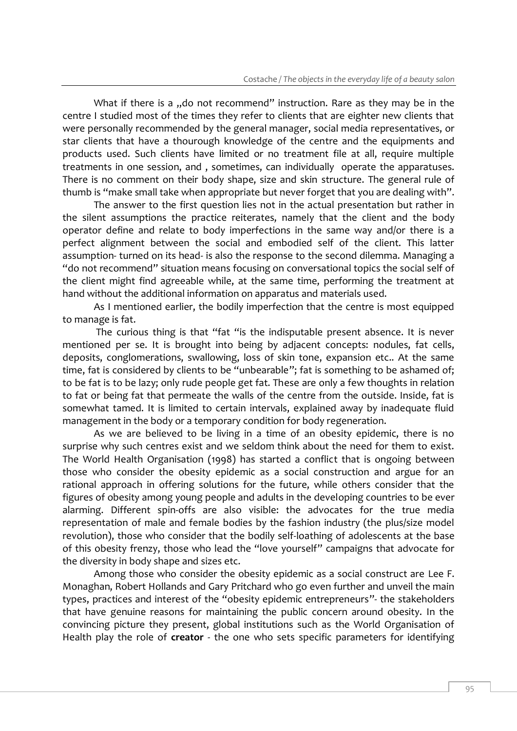What if there is a „do not recommend" instruction. Rare as they may be in the centre I studied most of the times they refer to clients that are eighter new clients that were personally recommended by the general manager, social media representatives, or star clients that have a thourough knowledge of the centre and the equipments and products used. Such clients have limited or no treatment file at all, require multiple treatments in one session, and , sometimes, can individually operate the apparatuses. There is no comment on their body shape, size and skin structure. The general rule of thumb is "make small take when appropriate but never forget that you are dealing with".

The answer to the first question lies not in the actual presentation but rather in the silent assumptions the practice reiterates, namely that the client and the body operator define and relate to body imperfections in the same way and/or there is a perfect alignment between the social and embodied self of the client. This latter assumption- turned on its head- is also the response to the second dilemma. Managing a "do not recommend" situation means focusing on conversational topics the social self of the client might find agreeable while, at the same time, performing the treatment at hand without the additional information on apparatus and materials used.

As I mentioned earlier, the bodily imperfection that the centre is most equipped to manage is fat.

The curious thing is that "fat "is the indisputable present absence. It is never mentioned per se. It is brought into being by adjacent concepts: nodules, fat cells, deposits, conglomerations, swallowing, loss of skin tone, expansion etc.. At the same time, fat is considered by clients to be "unbearable"; fat is something to be ashamed of; to be fat is to be lazy; only rude people get fat. These are only a few thoughts in relation to fat or being fat that permeate the walls of the centre from the outside. Inside, fat is somewhat tamed. It is limited to certain intervals, explained away by inadequate fluid management in the body or a temporary condition for body regeneration.

As we are believed to be living in a time of an obesity epidemic, there is no surprise why such centres exist and we seldom think about the need for them to exist. The World Health Organisation (1998) has started a conflict that is ongoing between those who consider the obesity epidemic as a social construction and argue for an rational approach in offering solutions for the future, while others consider that the figures of obesity among young people and adults in the developing countries to be ever alarming. Different spin-offs are also visible: the advocates for the true media representation of male and female bodies by the fashion industry (the plus/size model revolution), those who consider that the bodily self-loathing of adolescents at the base of this obesity frenzy, those who lead the "love yourself" campaigns that advocate for the diversity in body shape and sizes etc.

Among those who consider the obesity epidemic as a social construct are Lee F. Monaghan, Robert Hollands and Gary Pritchard who go even further and unveil the main types, practices and interest of the "obesity epidemic entrepreneurs"- the stakeholders that have genuine reasons for maintaining the public concern around obesity. In the convincing picture they present, global institutions such as the World Organisation of Health play the role of **creator** - the one who sets specific parameters for identifying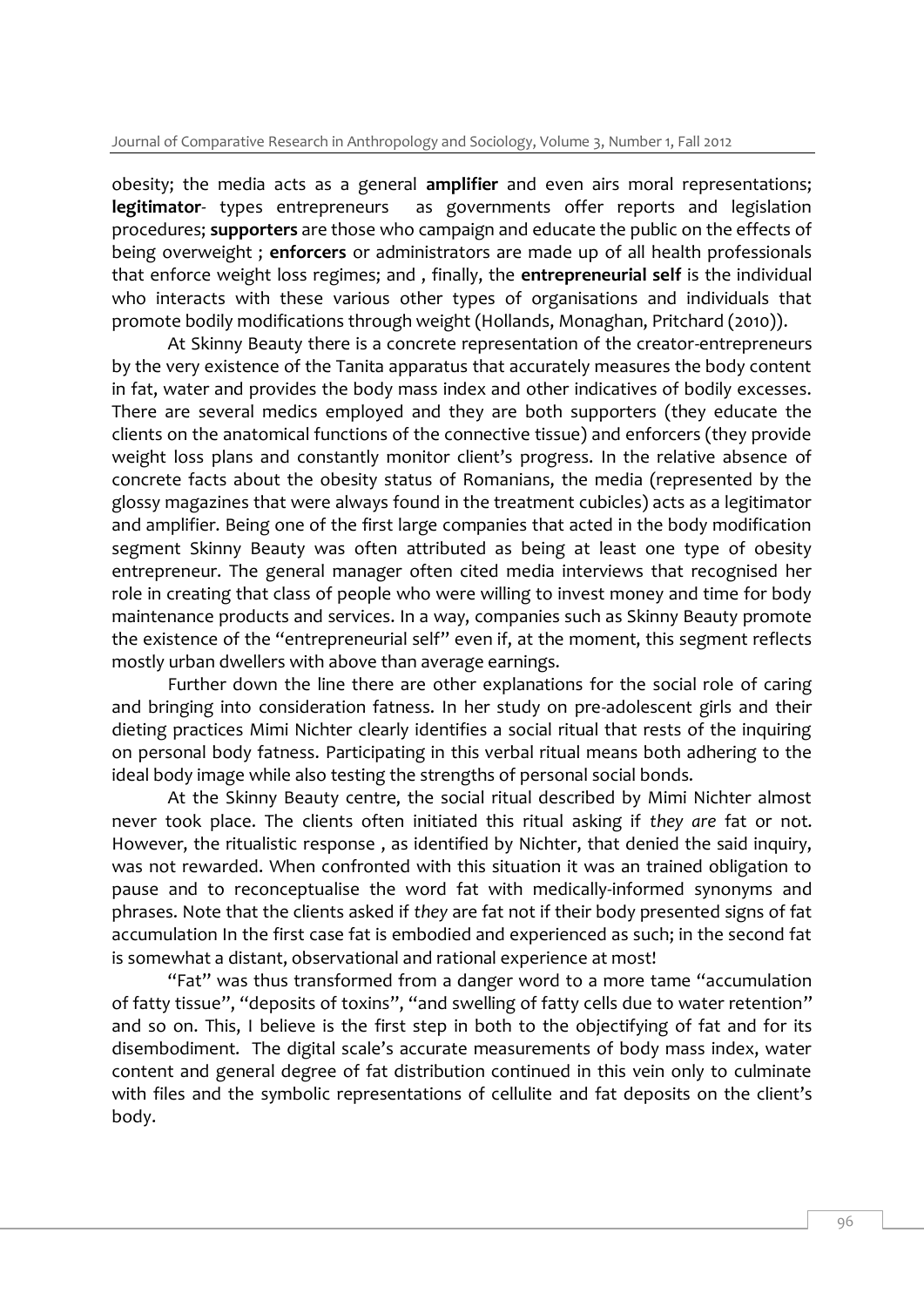obesity; the media acts as a general **amplifier** and even airs moral representations; **legitimator**- types entrepreneurs as governments offer reports and legislation procedures; **supporters** are those who campaign and educate the public on the effects of being overweight ; **enforcers** or administrators are made up of all health professionals that enforce weight loss regimes; and , finally, the **entrepreneurial self** is the individual who interacts with these various other types of organisations and individuals that promote bodily modifications through weight (Hollands, Monaghan, Pritchard (2010)).

At Skinny Beauty there is a concrete representation of the creator-entrepreneurs by the very existence of the Tanita apparatus that accurately measures the body content in fat, water and provides the body mass index and other indicatives of bodily excesses. There are several medics employed and they are both supporters (they educate the clients on the anatomical functions of the connective tissue) and enforcers (they provide weight loss plans and constantly monitor client's progress. In the relative absence of concrete facts about the obesity status of Romanians, the media (represented by the glossy magazines that were always found in the treatment cubicles) acts as a legitimator and amplifier. Being one of the first large companies that acted in the body modification segment Skinny Beauty was often attributed as being at least one type of obesity entrepreneur. The general manager often cited media interviews that recognised her role in creating that class of people who were willing to invest money and time for body maintenance products and services. In a way, companies such as Skinny Beauty promote the existence of the "entrepreneurial self" even if, at the moment, this segment reflects mostly urban dwellers with above than average earnings.

Further down the line there are other explanations for the social role of caring and bringing into consideration fatness. In her study on pre-adolescent girls and their dieting practices Mimi Nichter clearly identifies a social ritual that rests of the inquiring on personal body fatness. Participating in this verbal ritual means both adhering to the ideal body image while also testing the strengths of personal social bonds.

At the Skinny Beauty centre, the social ritual described by Mimi Nichter almost never took place. The clients often initiated this ritual asking if *they are* fat or not. However, the ritualistic response , as identified by Nichter, that denied the said inquiry, was not rewarded. When confronted with this situation it was an trained obligation to pause and to reconceptualise the word fat with medically-informed synonyms and phrases. Note that the clients asked if *they* are fat not if their body presented signs of fat accumulation In the first case fat is embodied and experienced as such; in the second fat is somewhat a distant, observational and rational experience at most!

"Fat" was thus transformed from a danger word to a more tame "accumulation of fatty tissue", "deposits of toxins", "and swelling of fatty cells due to water retention" and so on. This, I believe is the first step in both to the objectifying of fat and for its disembodiment. The digital scale's accurate measurements of body mass index, water content and general degree of fat distribution continued in this vein only to culminate with files and the symbolic representations of cellulite and fat deposits on the client's body.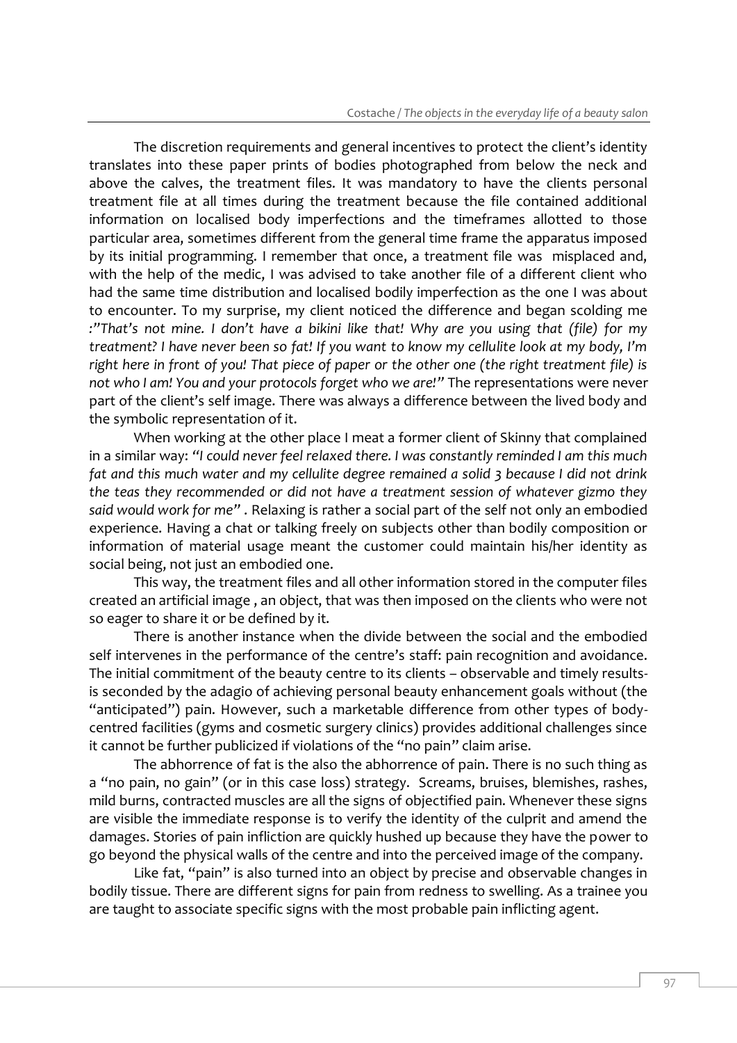The discretion requirements and general incentives to protect the client's identity translates into these paper prints of bodies photographed from below the neck and above the calves, the treatment files. It was mandatory to have the clients personal treatment file at all times during the treatment because the file contained additional information on localised body imperfections and the timeframes allotted to those particular area, sometimes different from the general time frame the apparatus imposed by its initial programming. I remember that once, a treatment file was misplaced and, with the help of the medic, I was advised to take another file of a different client who had the same time distribution and localised bodily imperfection as the one I was about to encounter. To my surprise, my client noticed the difference and began scolding me *:"That's not mine. I don't have a bikini like that! Why are you using that (file) for my treatment? I have never been so fat! If you want to know my cellulite look at my body, I'm right here in front of you! That piece of paper or the other one (the right treatment file) is not who I am! You and your protocols forget who we are!"* The representations were never part of the client's self image. There was always a difference between the lived body and the symbolic representation of it.

When working at the other place I meat a former client of Skinny that complained in a similar way: *"I could never feel relaxed there. I was constantly reminded I am this much fat and this much water and my cellulite degree remained a solid 3 because I did not drink the teas they recommended or did not have a treatment session of whatever gizmo they said would work for me"* . Relaxing is rather a social part of the self not only an embodied experience. Having a chat or talking freely on subjects other than bodily composition or information of material usage meant the customer could maintain his/her identity as social being, not just an embodied one.

This way, the treatment files and all other information stored in the computer files created an artificial image , an object, that was then imposed on the clients who were not so eager to share it or be defined by it.

There is another instance when the divide between the social and the embodied self intervenes in the performance of the centre's staff: pain recognition and avoidance. The initial commitment of the beauty centre to its clients – observable and timely results- is seconded by the adagio of achieving personal beauty enhancement goals without (the "anticipated") pain. However, such a marketable difference from other types of body-centred facilities (gyms and cosmetic surgery clinics) provides additional challenges since it cannot be further publicized if violations of the "no pain" claim arise.

The abhorrence of fat is the also the abhorrence of pain. There is no such thing as a "no pain, no gain" (or in this case loss) strategy. Screams, bruises, blemishes, rashes, mild burns, contracted muscles are all the signs of objectified pain. Whenever these signs are visible the immediate response is to verify the identity of the culprit and amend the damages. Stories of pain infliction are quickly hushed up because they have the power to go beyond the physical walls of the centre and into the perceived image of the company.

Like fat, "pain" is also turned into an object by precise and observable changes in bodily tissue. There are different signs for pain from redness to swelling. As a trainee you are taught to associate specific signs with the most probable pain inflicting agent.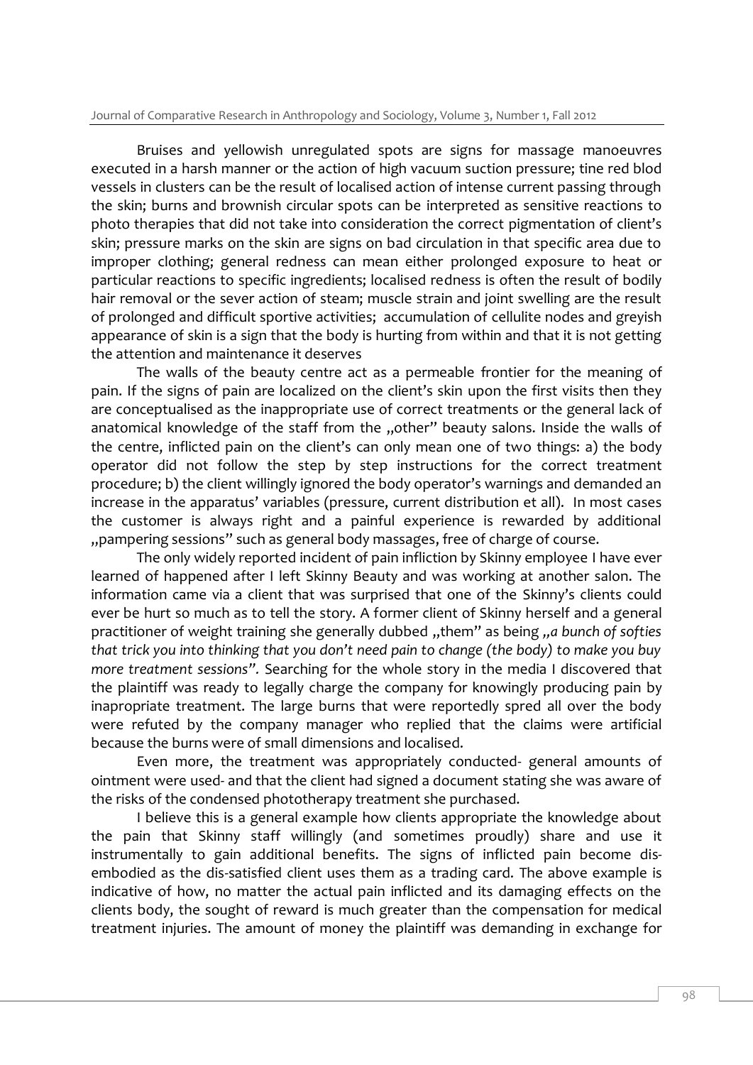Bruises and yellowish unregulated spots are signs for massage manoeuvres executed in a harsh manner or the action of high vacuum suction pressure; tine red blod vessels in clusters can be the result of localised action of intense current passing through the skin; burns and brownish circular spots can be interpreted as sensitive reactions to photo therapies that did not take into consideration the correct pigmentation of client's skin; pressure marks on the skin are signs on bad circulation in that specific area due to improper clothing; general redness can mean either prolonged exposure to heat or particular reactions to specific ingredients; localised redness is often the result of bodily hair removal or the sever action of steam; muscle strain and joint swelling are the result of prolonged and difficult sportive activities; accumulation of cellulite nodes and greyish appearance of skin is a sign that the body is hurting from within and that it is not getting the attention and maintenance it deserves

The walls of the beauty centre act as a permeable frontier for the meaning of pain. If the signs of pain are localized on the client's skin upon the first visits then they are conceptualised as the inappropriate use of correct treatments or the general lack of anatomical knowledge of the staff from the „other" beauty salons. Inside the walls of the centre, inflicted pain on the client's can only mean one of two things: a) the body operator did not follow the step by step instructions for the correct treatment procedure; b) the client willingly ignored the body operator's warnings and demanded an increase in the apparatus' variables (pressure, current distribution et all). In most cases the customer is always right and a painful experience is rewarded by additional „pampering sessions" such as general body massages, free of charge of course.

The only widely reported incident of pain infliction by Skinny employee I have ever learned of happened after I left Skinny Beauty and was working at another salon. The information came via a client that was surprised that one of the Skinny's clients could ever be hurt so much as to tell the story. A former client of Skinny herself and a general practitioner of weight training she generally dubbed „them" as being *„a bunch of softies that trick you into thinking that you don't need pain to change (the body) to make you buy more treatment sessions".* Searching for the whole story in the media I discovered that the plaintiff was ready to legally charge the company for knowingly producing pain by inapropriate treatment. The large burns that were reportedly spred all over the body were refuted by the company manager who replied that the claims were artificial because the burns were of small dimensions and localised.

Even more, the treatment was appropriately conducted- general amounts of ointment were used- and that the client had signed a document stating she was aware of the risks of the condensed phototherapy treatment she purchased.

I believe this is a general example how clients appropriate the knowledge about the pain that Skinny staff willingly (and sometimes proudly) share and use it instrumentally to gain additional benefits. The signs of inflicted pain become dis-embodied as the dis-satisfied client uses them as a trading card. The above example is indicative of how, no matter the actual pain inflicted and its damaging effects on the clients body, the sought of reward is much greater than the compensation for medical treatment injuries. The amount of money the plaintiff was demanding in exchange for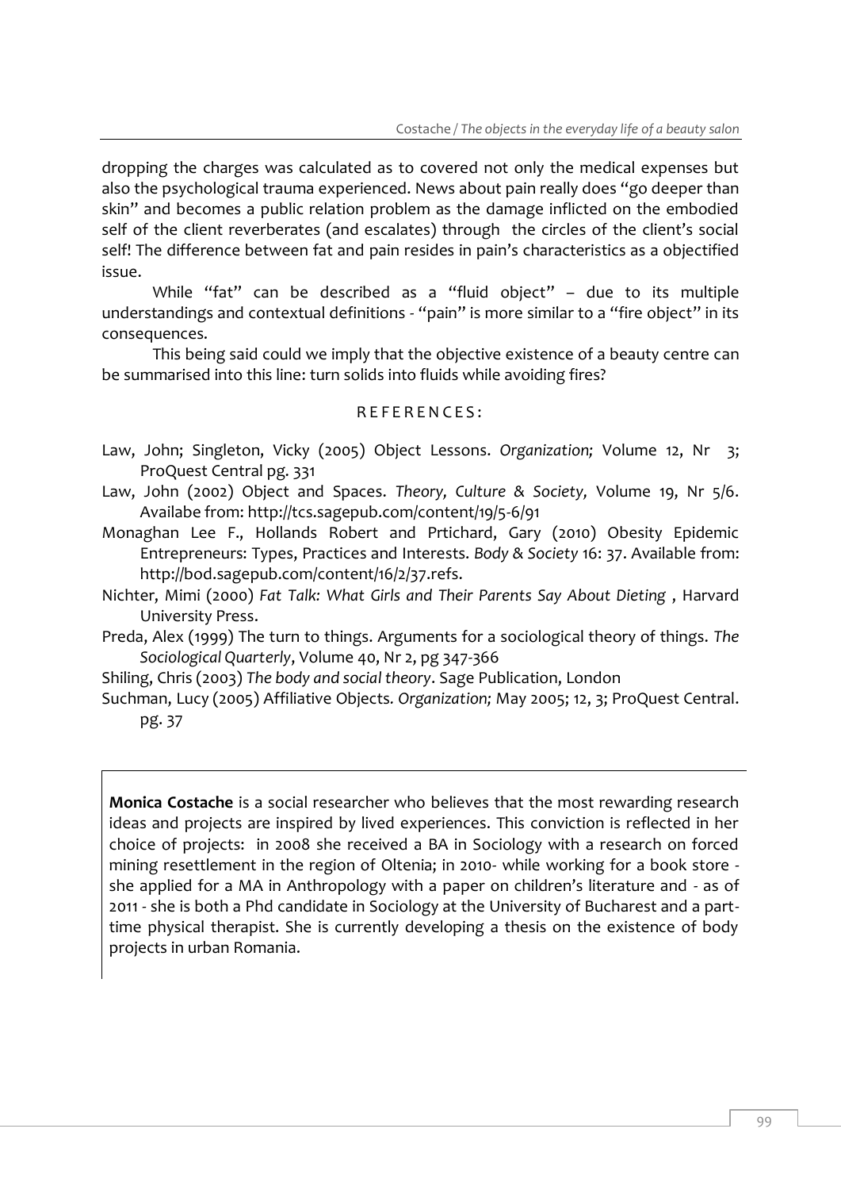dropping the charges was calculated as to covered not only the medical expenses but also the psychological trauma experienced. News about pain really does "go deeper than skin" and becomes a public relation problem as the damage inflicted on the embodied self of the client reverberates (and escalates) through the circles of the client's social self! The difference between fat and pain resides in pain's characteristics as a objectified issue.

While "fat" can be described as a "fluid object" – due to its multiple understandings and contextual definitions - "pain" is more similar to a "fire object" in its consequences.

This being said could we imply that the objective existence of a beauty centre can be summarised into this line: turn solids into fluids while avoiding fires?

## REFERENCES:

Law, John; Singleton, Vicky (2005) Object Lessons. *Organization;* Volume 12, Nr 3; ProQuest Central pg. 331

Law, John (2002) Object and Spaces. *Theory, Culture & Society,* Volume 19, Nr 5/6. Availabe from: http://tcs.sagepub.com/content/19/5-6/91

Monaghan Lee F., Hollands Robert and Prtichard, Gary (2010) Obesity Epidemic Entrepreneurs: Types, Practices and Interests. *Body & Society* 16: 37. Available from: http://bod.sagepub.com/content/16/2/37.refs.

Nichter, Mimi (2000) *Fat Talk: What Girls and Their Parents Say About Dieting* , Harvard University Press.

Preda, Alex (1999) The turn to things. Arguments for a sociological theory of things. *The Sociological Quarterly*, Volume 40, Nr 2, pg 347-366

Shiling, Chris (2003) *The body and social theory*. Sage Publication, London

Suchman, Lucy (2005) Affiliative Objects*. Organization;* May 2005; 12, 3; ProQuest Central. pg. 37

**Monica Costache** is a social researcher who believes that the most rewarding research ideas and projects are inspired by lived experiences. This conviction is reflected in her choice of projects: in 2008 she received a BA in Sociology with a research on forced mining resettlement in the region of Oltenia; in 2010- while working for a book store - she applied for a MA in Anthropology with a paper on children's literature and - as of 2011 - she is both a Phd candidate in Sociology at the University of Bucharest and a part-time physical therapist. She is currently developing a thesis on the existence of body projects in urban Romania.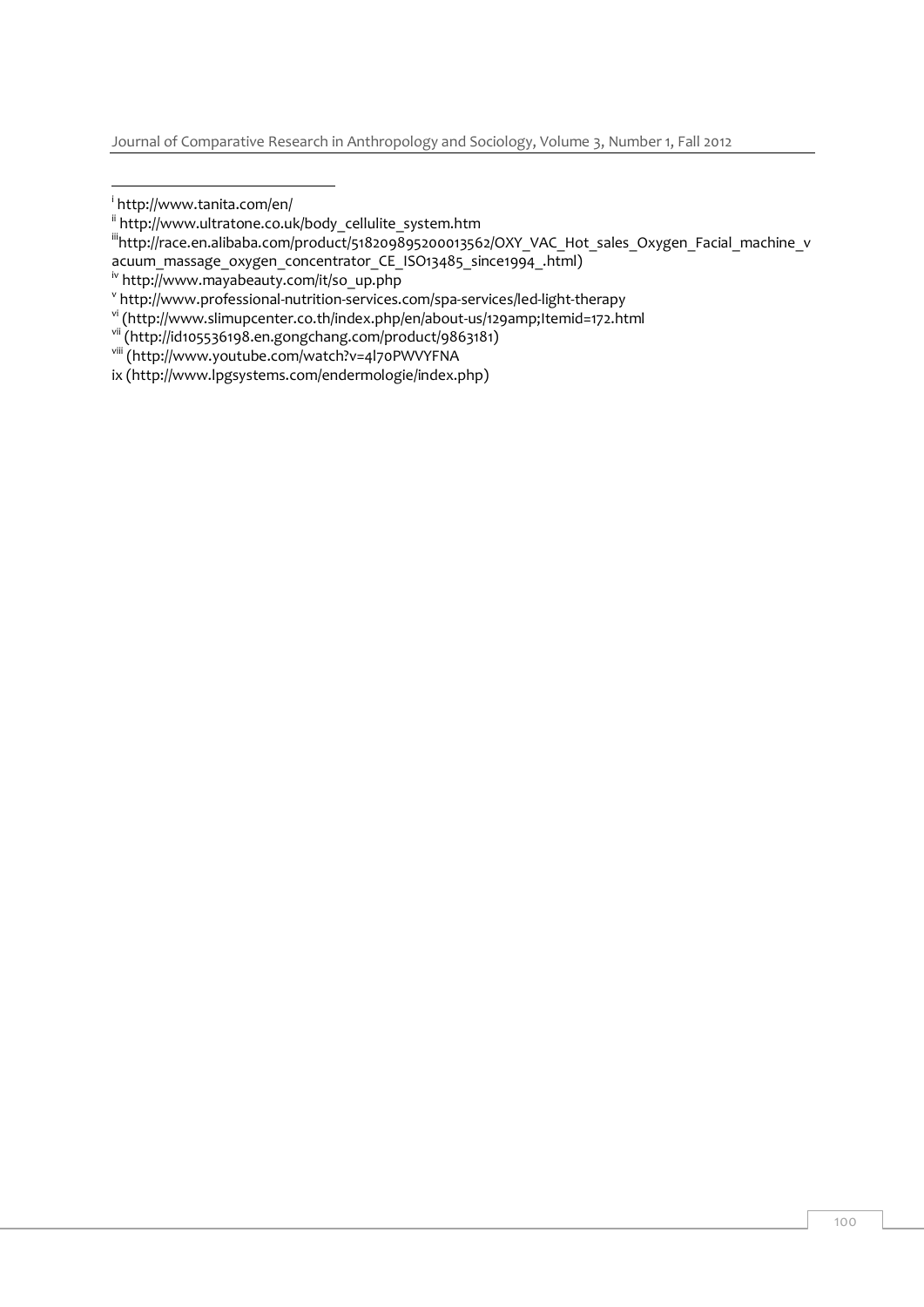[i] http://www.tanita.com/en/

[ii] http://www.ultratone.co.uk/body_cellulite_system.htm

[iii]http://race.en.alibaba.com/product/518209895200013562/OXY_VAC_Hot_sales_Oxygen_Facial_machine_vacuum_massage_oxygen_concentrator_CE_ISO13485_since1994_.html)

[iv] http://www.mayabeauty.com/it/so_up.php

[v] http://www.professional-nutrition-services.com/spa-services/led-light-therapy

[vi] (http://www.slimupcenter.co.th/index.php/en/about-us/129amp;Itemid=172.html

[vii] (http://id105536198.en.gongchang.com/product/9863181)

[viii] (http://www.youtube.com/watch?v=4l70PWVYFNA

ix (http://www.lpgsystems.com/endermologie/index.php)